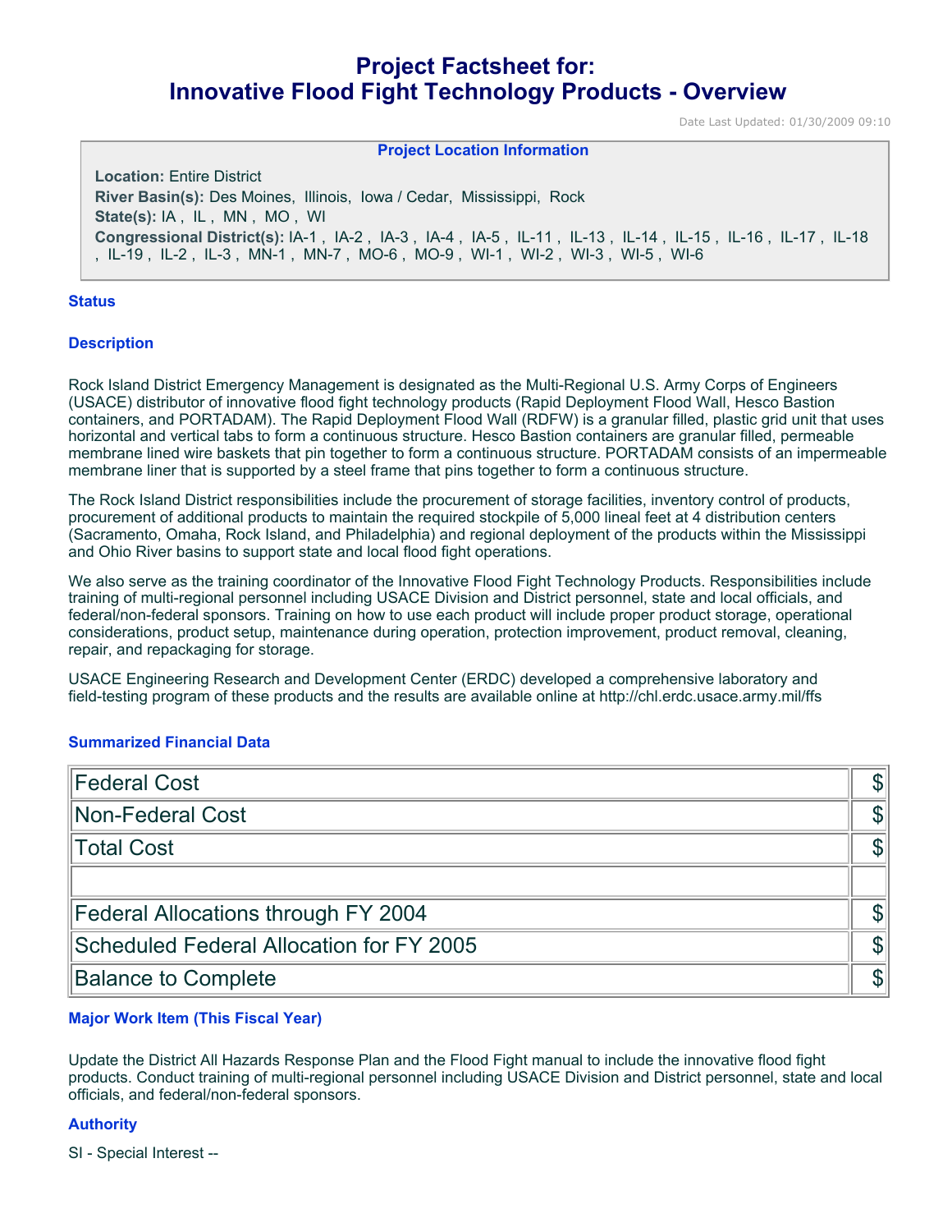# Project Factsheet for:
# Innovative Flood Fight Technology Products - Overview

Date Last Updated: 01/30/2009 09:10

### Project Location Information

**Location:** Entire District
**River Basin(s):** Des Moines, Illinois, Iowa / Cedar, Mississippi, Rock
**State(s):** IA , IL , MN , MO , WI
**Congressional District(s):** IA-1 , IA-2 , IA-3 , IA-4 , IA-5 , IL-11 , IL-13 , IL-14 , IL-15 , IL-16 , IL-17 , IL-18 , IL-19 , IL-2 , IL-3 , MN-1 , MN-7 , MO-6 , MO-9 , WI-1 , WI-2 , WI-3 , WI-5 , WI-6

### Status

### Description

Rock Island District Emergency Management is designated as the Multi-Regional U.S. Army Corps of Engineers (USACE) distributor of innovative flood fight technology products (Rapid Deployment Flood Wall, Hesco Bastion containers, and PORTADAM). The Rapid Deployment Flood Wall (RDFW) is a granular filled, plastic grid unit that uses horizontal and vertical tabs to form a continuous structure. Hesco Bastion containers are granular filled, permeable membrane lined wire baskets that pin together to form a continuous structure. PORTADAM consists of an impermeable membrane liner that is supported by a steel frame that pins together to form a continuous structure.

The Rock Island District responsibilities include the procurement of storage facilities, inventory control of products, procurement of additional products to maintain the required stockpile of 5,000 lineal feet at 4 distribution centers (Sacramento, Omaha, Rock Island, and Philadelphia) and regional deployment of the products within the Mississippi and Ohio River basins to support state and local flood fight operations.

We also serve as the training coordinator of the Innovative Flood Fight Technology Products. Responsibilities include training of multi-regional personnel including USACE Division and District personnel, state and local officials, and federal/non-federal sponsors. Training on how to use each product will include proper product storage, operational considerations, product setup, maintenance during operation, protection improvement, product removal, cleaning, repair, and repackaging for storage.

USACE Engineering Research and Development Center (ERDC) developed a comprehensive laboratory and field-testing program of these products and the results are available online at http://chl.erdc.usace.army.mil/ffs

### Summarized Financial Data

| | |
|---|---|
| Federal Cost | $ |
| Non-Federal Cost | $ |
| Total Cost | $ |
| | |
| Federal Allocations through FY 2004 | $ |
| Scheduled Federal Allocation for FY 2005 | $ |
| Balance to Complete | $ |

### Major Work Item (This Fiscal Year)

Update the District All Hazards Response Plan and the Flood Fight manual to include the innovative flood fight products. Conduct training of multi-regional personnel including USACE Division and District personnel, state and local officials, and federal/non-federal sponsors.

### Authority

SI - Special Interest --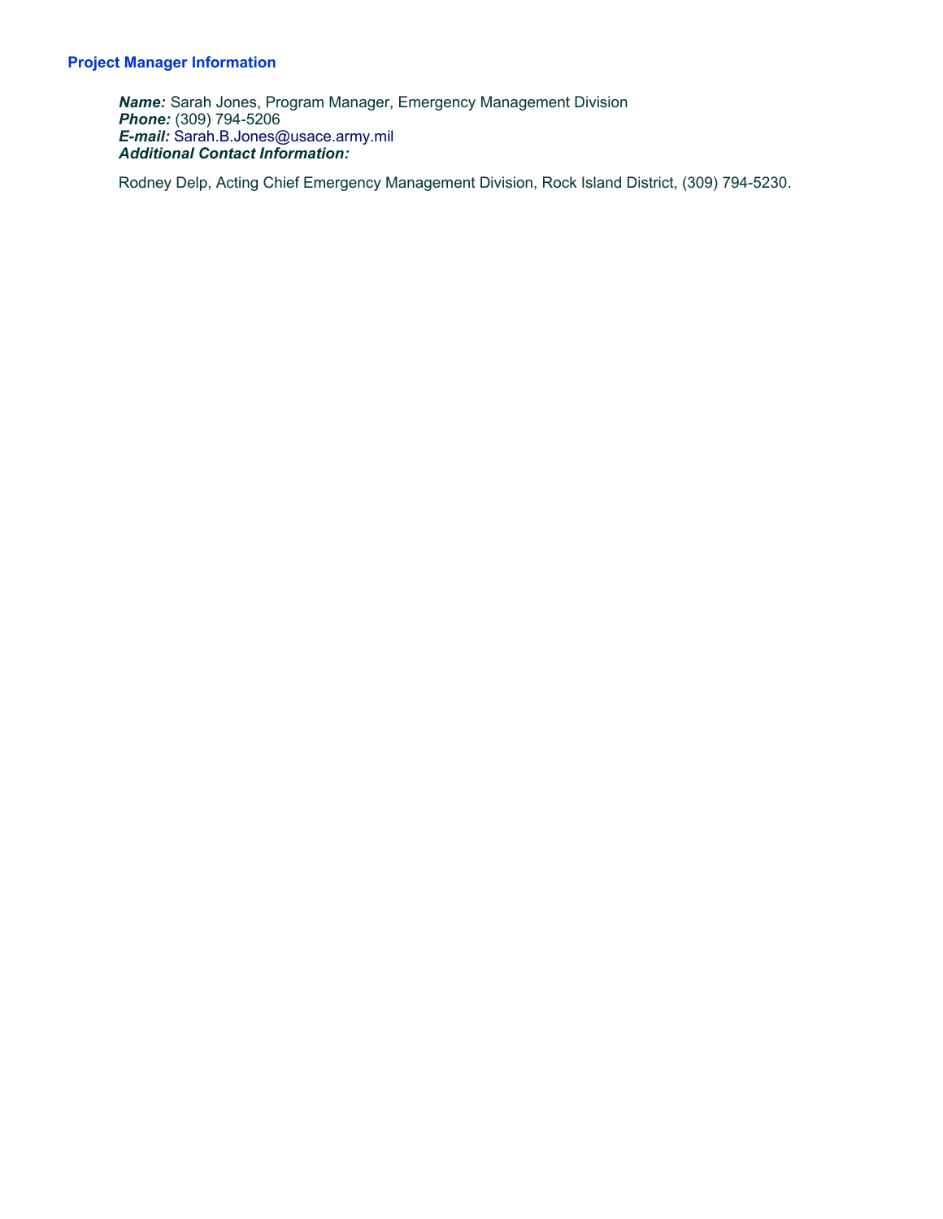### Project Manager Information

***Name:*** Sarah Jones, Program Manager, Emergency Management Division
***Phone:*** (309) 794-5206
***E-mail:*** Sarah.B.Jones@usace.army.mil
***Additional Contact Information:***

Rodney Delp, Acting Chief Emergency Management Division, Rock Island District, (309) 794-5230.